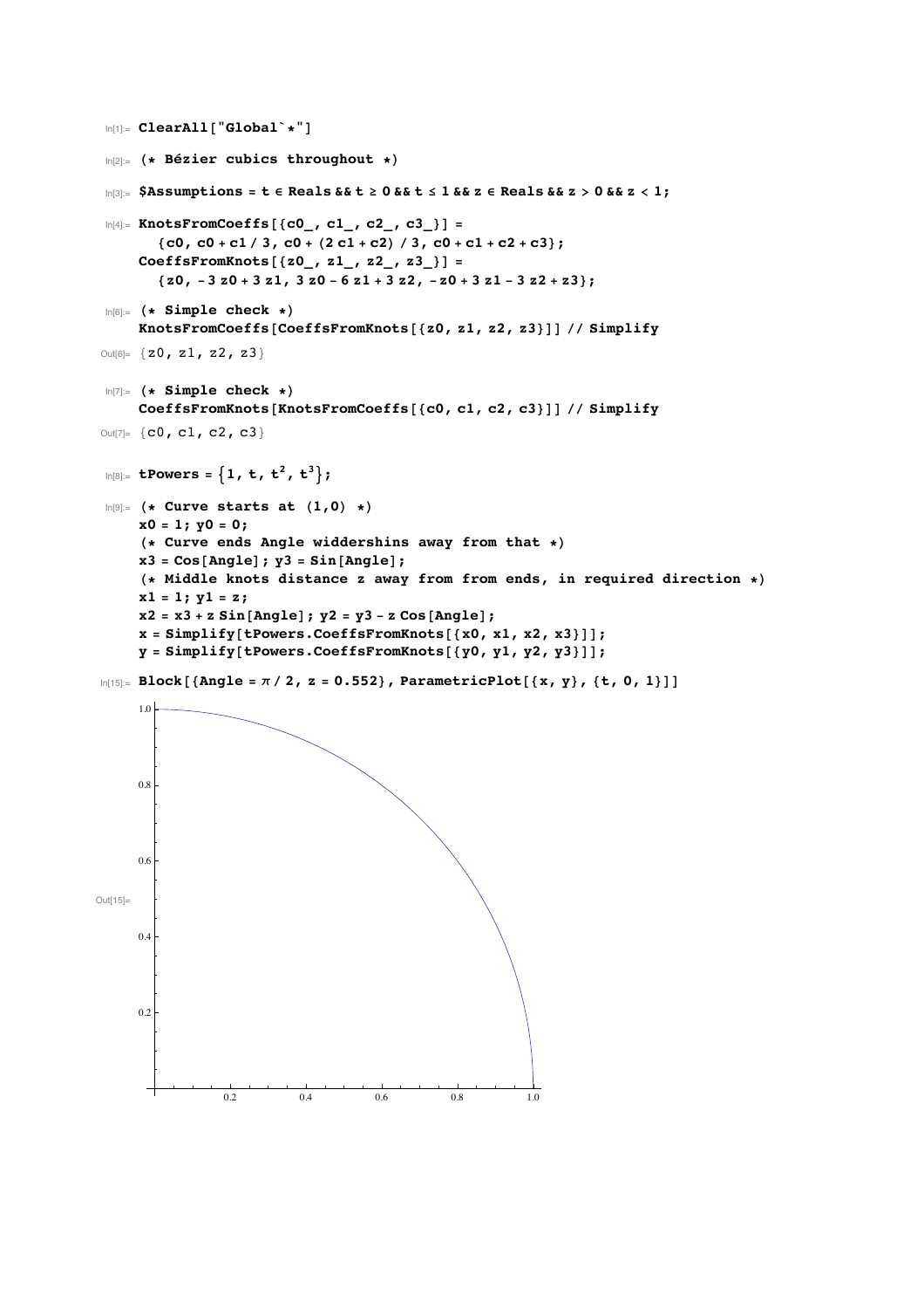In[1]:=
```
ClearAll["Global`*"]
```

In[2]:=
```
(* Bézier cubics throughout *)
```

In[3]:=
```
$Assumptions = t ∈ Reals && t ≥ 0 && t ≤ 1 && z ∈ Reals && z > 0 && z < 1;
```

In[4]:=
```
KnotsFromCoeffs[{c0_, c1_, c2_, c3_}] =
  {c0, c0 + c1 / 3, c0 + (2 c1 + c2) / 3, c0 + c1 + c2 + c3};
CoeffsFromKnots[{z0_, z1_, z2_, z3_}] =
  {z0, - 3 z0 + 3 z1, 3 z0 - 6 z1 + 3 z2, - z0 + 3 z1 - 3 z2 + z3};
```

In[6]:=
```
(* Simple check *)
KnotsFromCoeffs[CoeffsFromKnots[{z0, z1, z2, z3}]] // Simplify
```

Out[6]=
```
{z0, z1, z2, z3}
```

In[7]:=
```
(* Simple check *)
CoeffsFromKnots[KnotsFromCoeffs[{c0, c1, c2, c3}]] // Simplify
```

Out[7]=
```
{c0, c1, c2, c3}
```

In[8]:=
```
tPowers = {1, t, t^2, t^3};
```

In[9]:=
```
(* Curve starts at (1,0) *)
x0 = 1; y0 = 0;
(* Curve ends Angle widdershins away from that *)
x3 = Cos[Angle]; y3 = Sin[Angle];
(* Middle knots distance z away from from ends, in required direction *)
x1 = 1; y1 = z;
x2 = x3 + z Sin[Angle]; y2 = y3 - z Cos[Angle];
x = Simplify[tPowers.CoeffsFromKnots[{x0, x1, x2, x3}]];
y = Simplify[tPowers.CoeffsFromKnots[{y0, y1, y2, y3}]];
```

In[15]:=
```
Block[{Angle = π / 2, z = 0.552}, ParametricPlot[{x, y}, {t, 0, 1}]]
```

Out[15]=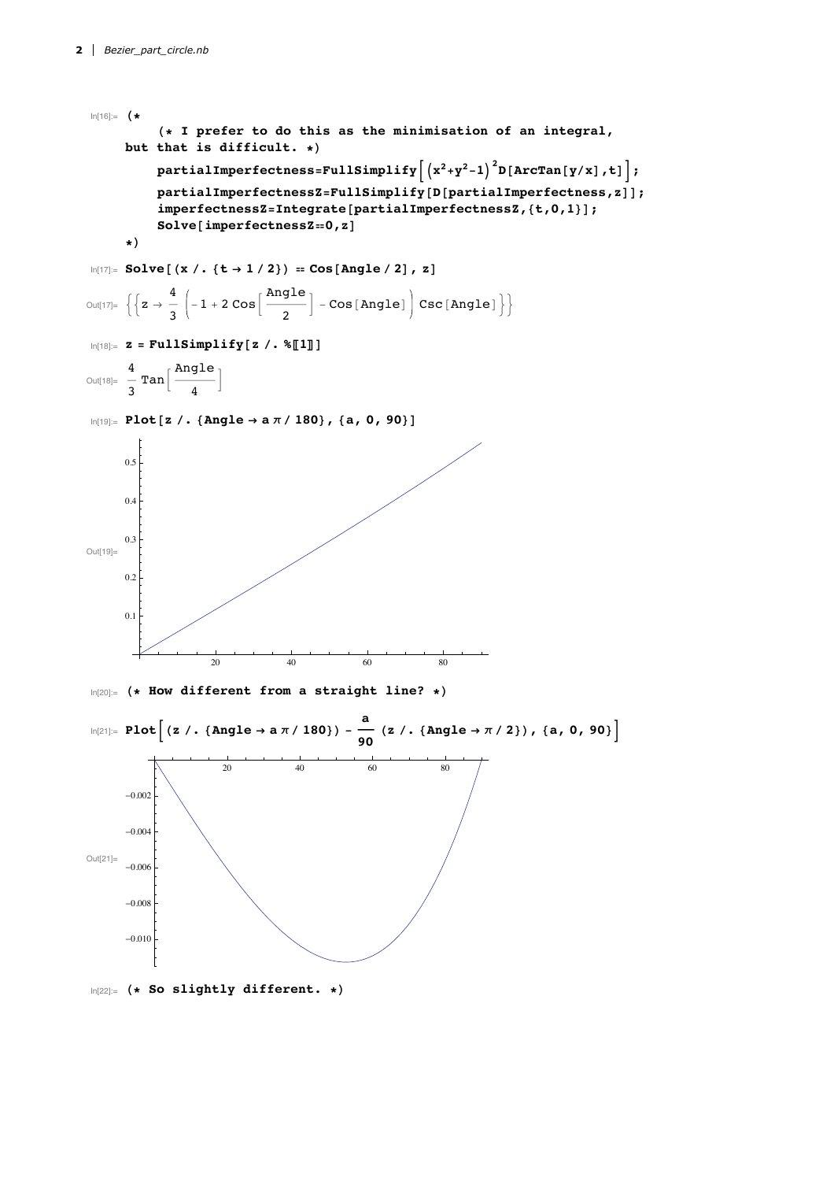In[16]:=
```
(*
    (* I prefer to do this as the minimisation of an integral,
  but that is difficult. *)
    partialImperfectness=FullSimplify[(x^2+y^2-1)^2 D[ArcTan[y/x],t]];
    partialImperfectnessZ=FullSimplify[D[partialImperfectness,z]];
    imperfectnessZ=Integrate[partialImperfectnessZ,{t,0,1}];
    Solve[imperfectnessZ==0,z]
*)
```

In[17]:=
```
Solve[(x /. {t → 1/2}) == Cos[Angle/2], z]
```

Out[17]= $\left\{\left\{z \to \frac{4}{3}\left(-1 + 2\,\mathrm{Cos}\left[\frac{\mathrm{Angle}}{2}\right] - \mathrm{Cos}[\mathrm{Angle}]\right)\mathrm{Csc}[\mathrm{Angle}]\right\}\right\}$

In[18]:=
```
z = FullSimplify[z /. %[[1]]]
```

Out[18]= $\frac{4}{3}\,\mathrm{Tan}\left[\frac{\mathrm{Angle}}{4}\right]$

In[19]:=
```
Plot[z /. {Angle → a π / 180}, {a, 0, 90}]
```

Out[19]=

In[20]:=
```
(* How different from a straight line? *)
```

In[21]:=
```
Plot[(z /. {Angle → a π / 180}) - a/90 (z /. {Angle → π / 2}), {a, 0, 90}]
```

Out[21]=

In[22]:=
```
(* So slightly different. *)
```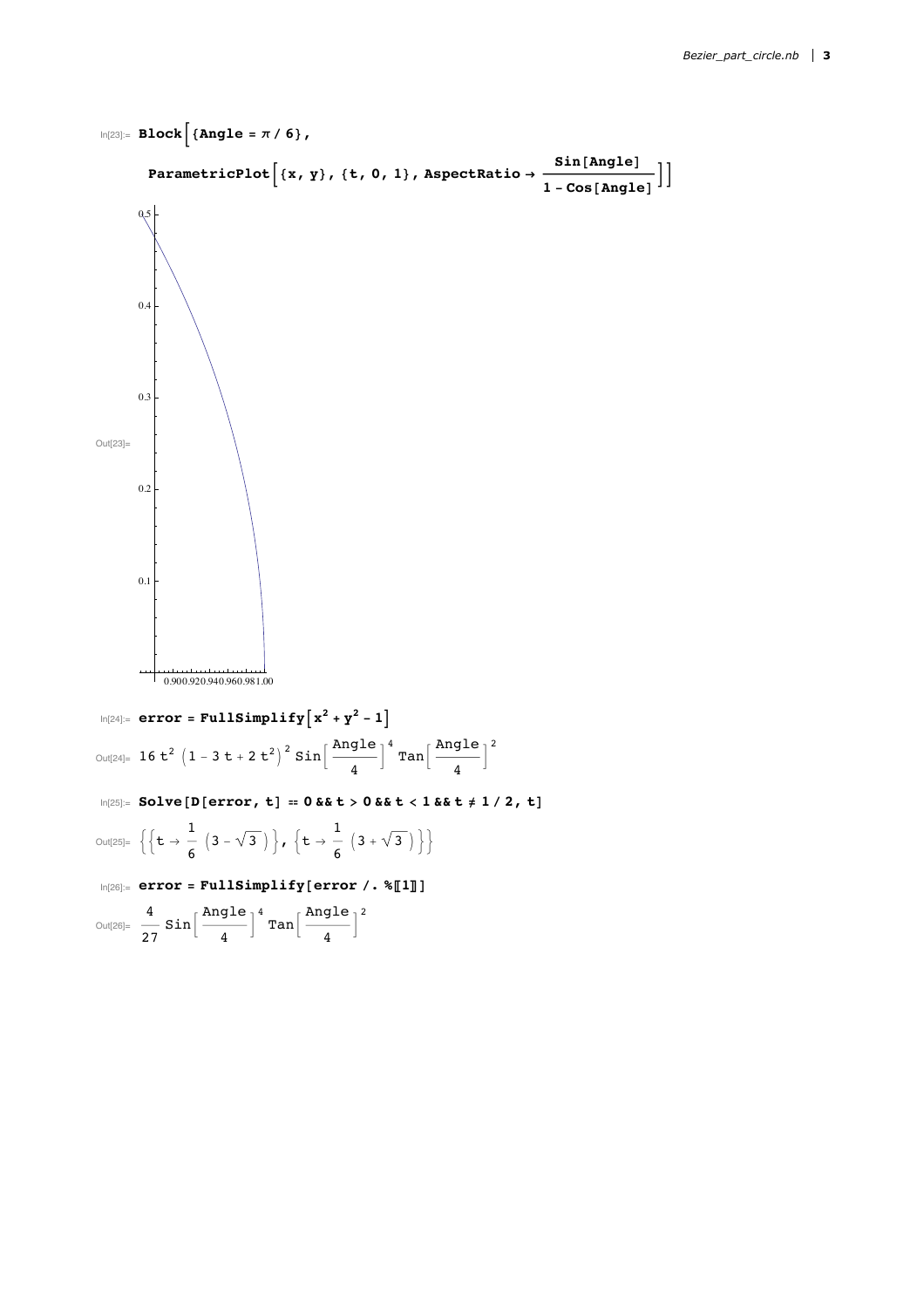In[23]:=
```
Block[{Angle = π / 6},
  ParametricPlot[{x, y}, {t, 0, 1}, AspectRatio → Sin[Angle] / (1 - Cos[Angle])]]
```

Out[23]=

In[24]:=
```
error = FullSimplify[x^2 + y^2 - 1]
```

Out[24]= $16\, t^2 \left(1 - 3\, t + 2\, t^2\right)^2 \mathrm{Sin}\left[\frac{\mathrm{Angle}}{4}\right]^4 \mathrm{Tan}\left[\frac{\mathrm{Angle}}{4}\right]^2$

In[25]:=
```
Solve[D[error, t] == 0 && t > 0 && t < 1 && t ≠ 1 / 2, t]
```

Out[25]= $\left\{\left\{t \to \frac{1}{6}\left(3 - \sqrt{3}\right)\right\}, \left\{t \to \frac{1}{6}\left(3 + \sqrt{3}\right)\right\}\right\}$

In[26]:=
```
error = FullSimplify[error /. %[[1]]]
```

Out[26]= $\frac{4}{27} \mathrm{Sin}\left[\frac{\mathrm{Angle}}{4}\right]^4 \mathrm{Tan}\left[\frac{\mathrm{Angle}}{4}\right]^2$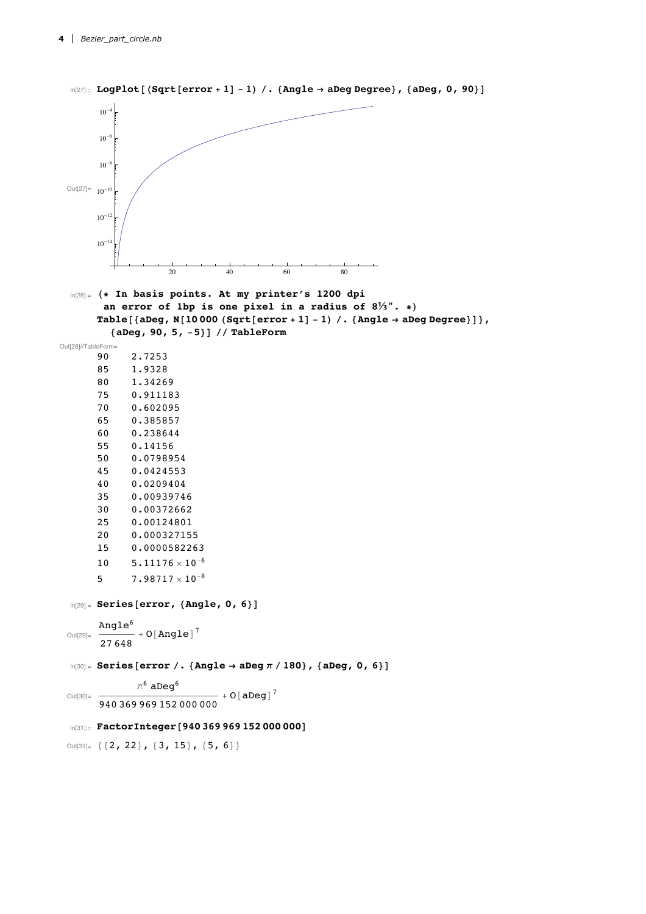In[27]:= 

```
LogPlot[(Sqrt[error + 1] - 1) /. {Angle → aDeg Degree}, {aDeg, 0, 90}]
```

Out[27]=

In[28]:=

```
(* In basis points. At my printer's 1200 dpi
   an error of 1bp is one pixel in a radius of 8⅓". *)
Table[{aDeg, N[10 000 (Sqrt[error + 1] - 1) /. {Angle → aDeg Degree}]},
  {aDeg, 90, 5, -5}] // TableForm
```

Out[28]//TableForm=

| | |
|---|---|
| 90 | 2.7253 |
| 85 | 1.9328 |
| 80 | 1.34269 |
| 75 | 0.911183 |
| 70 | 0.602095 |
| 65 | 0.385857 |
| 60 | 0.238644 |
| 55 | 0.14156 |
| 50 | 0.0798954 |
| 45 | 0.0424553 |
| 40 | 0.0209404 |
| 35 | 0.00939746 |
| 30 | 0.00372662 |
| 25 | 0.00124801 |
| 20 | 0.000327155 |
| 15 | 0.0000582263 |
| 10 | $5.11176 \times 10^{-6}$ |
| 5 | $7.98717 \times 10^{-8}$ |

In[29]:=

```
Series[error, {Angle, 0, 6}]
```

Out[29]= $\frac{\text{Angle}^6}{27648} + O[\text{Angle}]^7$

In[30]:=

```
Series[error /. {Angle → aDeg π / 180}, {aDeg, 0, 6}]
```

Out[30]= $\frac{\pi^6 \, \text{aDeg}^6}{940369969152000000} + O[\text{aDeg}]^7$

In[31]:=

```
FactorInteger[940 369 969 152 000 000]
```

Out[31]= {{2, 22}, {3, 15}, {5, 6}}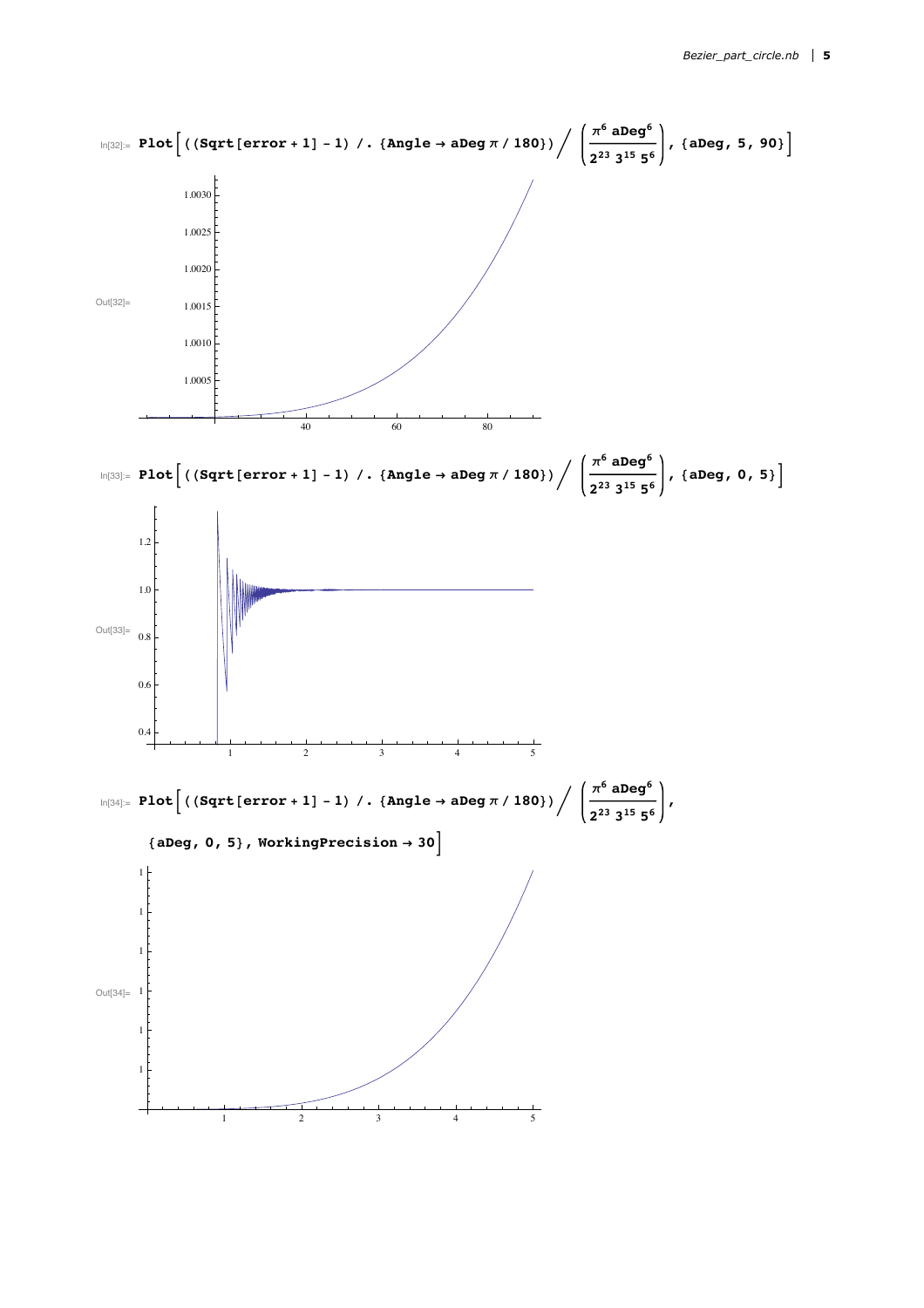In[32]:= Plot[((Sqrt[error + 1] - 1) /. {Angle → aDeg π / 180}) / $\left(\frac{\pi^6 \text{ aDeg}^6}{2^{23}\ 3^{15}\ 5^6}\right)$, {aDeg, 5, 90}]

Out[32]=

1.0030
1.0025
1.0020
1.0015
1.0010
1.0005
40
60
80

In[33]:= Plot[((Sqrt[error + 1] - 1) /. {Angle → aDeg π / 180}) / $\left(\frac{\pi^6 \text{ aDeg}^6}{2^{23}\ 3^{15}\ 5^6}\right)$, {aDeg, 0, 5}]

Out[33]=

1.2
1.0
0.8
0.6
0.4
1
2
3
4
5

In[34]:= Plot[((Sqrt[error + 1] - 1) /. {Angle → aDeg π / 180}) / $\left(\frac{\pi^6 \text{ aDeg}^6}{2^{23}\ 3^{15}\ 5^6}\right)$,
{aDeg, 0, 5}, WorkingPrecision → 30]

Out[34]=

1
1
1
1
1
1
1
2
3
4
5